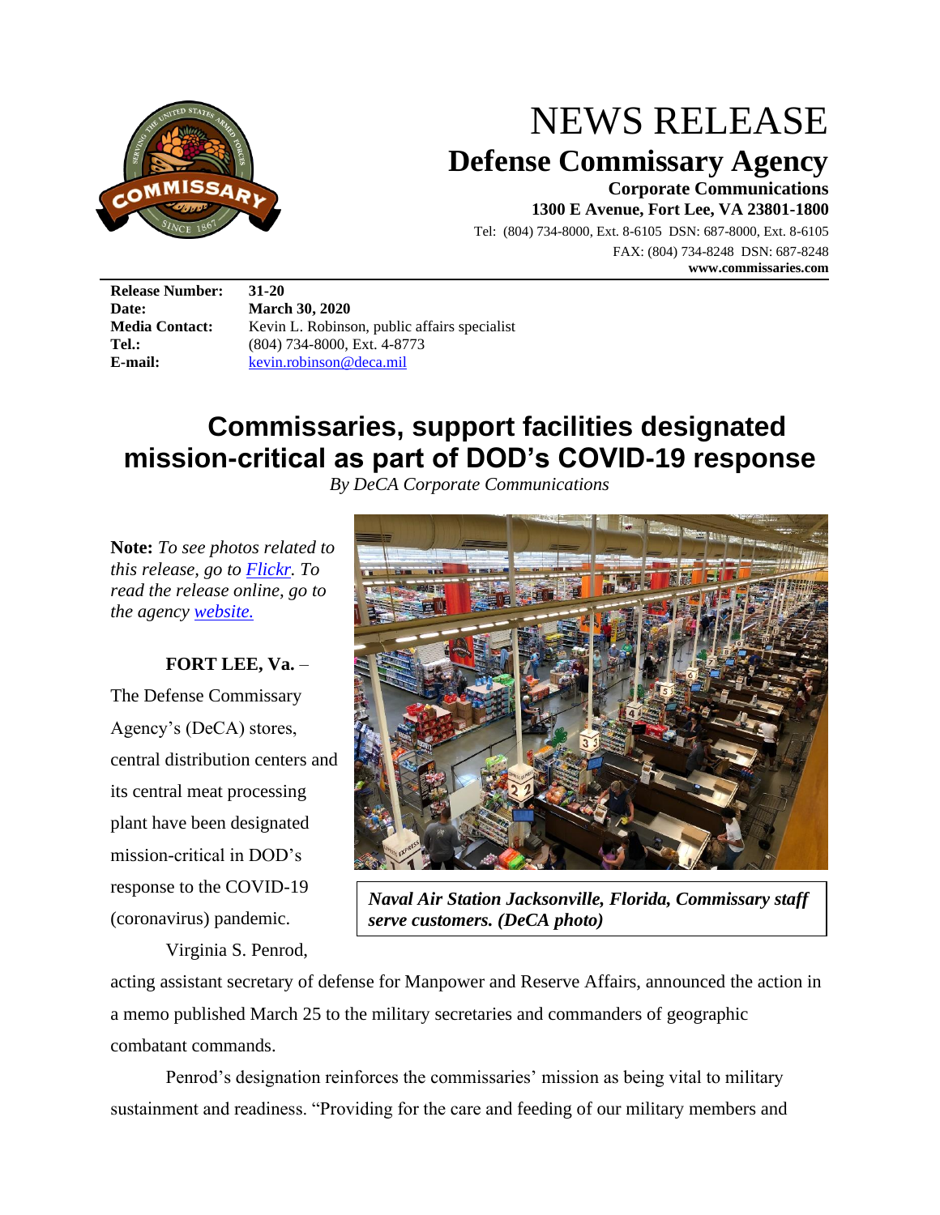# NEWS RELEASE

## Defense Commissary Agency

**Corporate Communications**
**1300 E Avenue, Fort Lee, VA 23801-1800**
Tel: (804) 734-8000, Ext. 8-6105 DSN: 687-8000, Ext. 8-6105
FAX: (804) 734-8248 DSN: 687-8248
**www.commissaries.com**

| | |
|---|---|
| **Release Number:** | **31-20** |
| **Date:** | **March 30, 2020** |
| **Media Contact:** | Kevin L. Robinson, public affairs specialist |
| **Tel.:** | (804) 734-8000, Ext. 4-8773 |
| **E-mail:** | kevin.robinson@deca.mil |

# Commissaries, support facilities designated mission-critical as part of DOD's COVID-19 response

*By DeCA Corporate Communications*

**Note:** *To see photos related to this release, go to Flickr. To read the release online, go to the agency website.*

***Naval Air Station Jacksonville, Florida, Commissary staff serve customers. (DeCA photo)***

**FORT LEE, Va.** – The Defense Commissary Agency's (DeCA) stores, central distribution centers and its central meat processing plant have been designated mission-critical in DOD's response to the COVID-19 (coronavirus) pandemic.

Virginia S. Penrod, acting assistant secretary of defense for Manpower and Reserve Affairs, announced the action in a memo published March 25 to the military secretaries and commanders of geographic combatant commands.

Penrod's designation reinforces the commissaries' mission as being vital to military sustainment and readiness. "Providing for the care and feeding of our military members and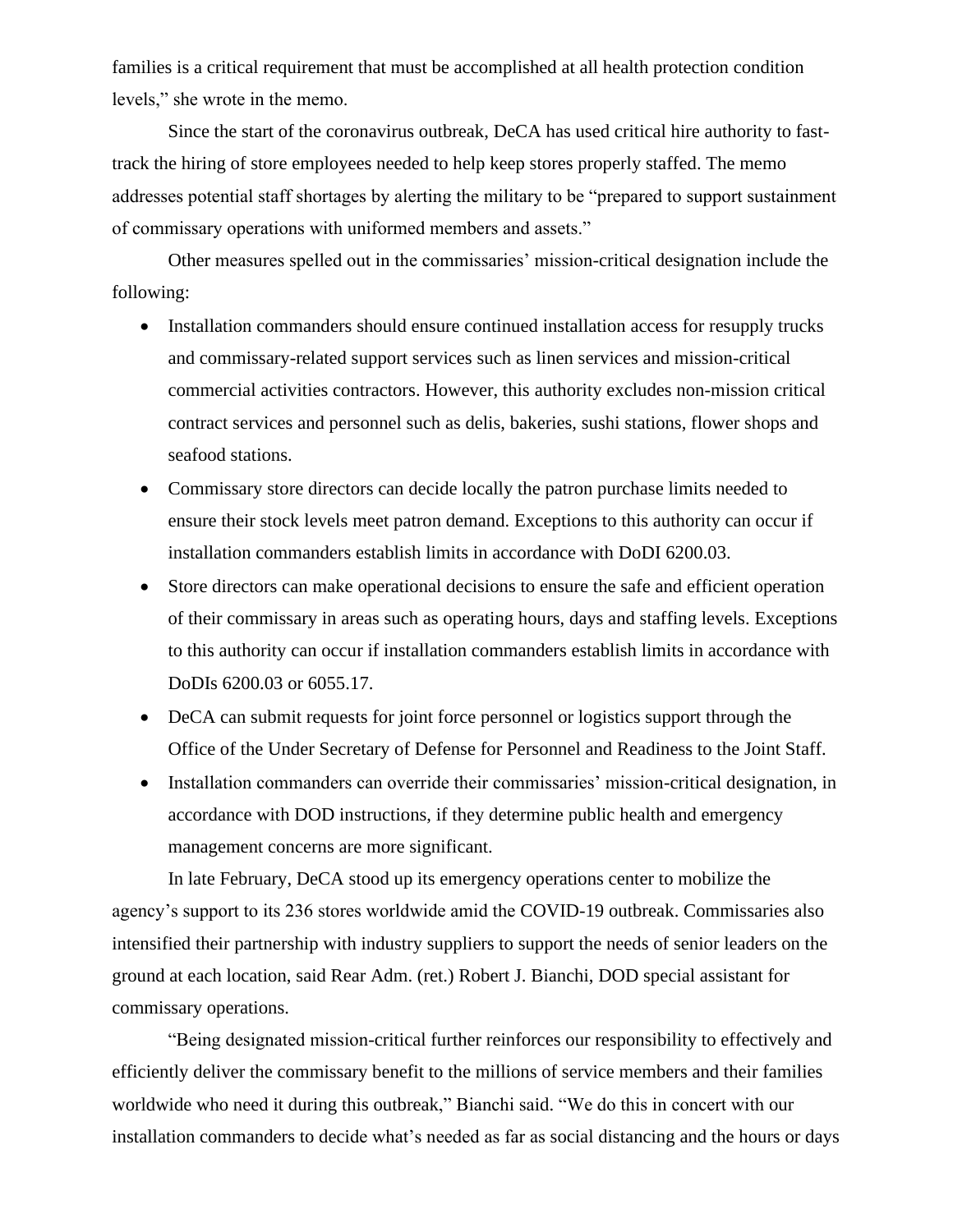families is a critical requirement that must be accomplished at all health protection condition levels," she wrote in the memo.

Since the start of the coronavirus outbreak, DeCA has used critical hire authority to fast-track the hiring of store employees needed to help keep stores properly staffed. The memo addresses potential staff shortages by alerting the military to be "prepared to support sustainment of commissary operations with uniformed members and assets."

Other measures spelled out in the commissaries' mission-critical designation include the following:

- Installation commanders should ensure continued installation access for resupply trucks and commissary-related support services such as linen services and mission-critical commercial activities contractors. However, this authority excludes non-mission critical contract services and personnel such as delis, bakeries, sushi stations, flower shops and seafood stations.
- Commissary store directors can decide locally the patron purchase limits needed to ensure their stock levels meet patron demand. Exceptions to this authority can occur if installation commanders establish limits in accordance with DoDI 6200.03.
- Store directors can make operational decisions to ensure the safe and efficient operation of their commissary in areas such as operating hours, days and staffing levels. Exceptions to this authority can occur if installation commanders establish limits in accordance with DoDIs 6200.03 or 6055.17.
- DeCA can submit requests for joint force personnel or logistics support through the Office of the Under Secretary of Defense for Personnel and Readiness to the Joint Staff.
- Installation commanders can override their commissaries' mission-critical designation, in accordance with DOD instructions, if they determine public health and emergency management concerns are more significant.

In late February, DeCA stood up its emergency operations center to mobilize the agency's support to its 236 stores worldwide amid the COVID-19 outbreak. Commissaries also intensified their partnership with industry suppliers to support the needs of senior leaders on the ground at each location, said Rear Adm. (ret.) Robert J. Bianchi, DOD special assistant for commissary operations.

"Being designated mission-critical further reinforces our responsibility to effectively and efficiently deliver the commissary benefit to the millions of service members and their families worldwide who need it during this outbreak," Bianchi said. "We do this in concert with our installation commanders to decide what's needed as far as social distancing and the hours or days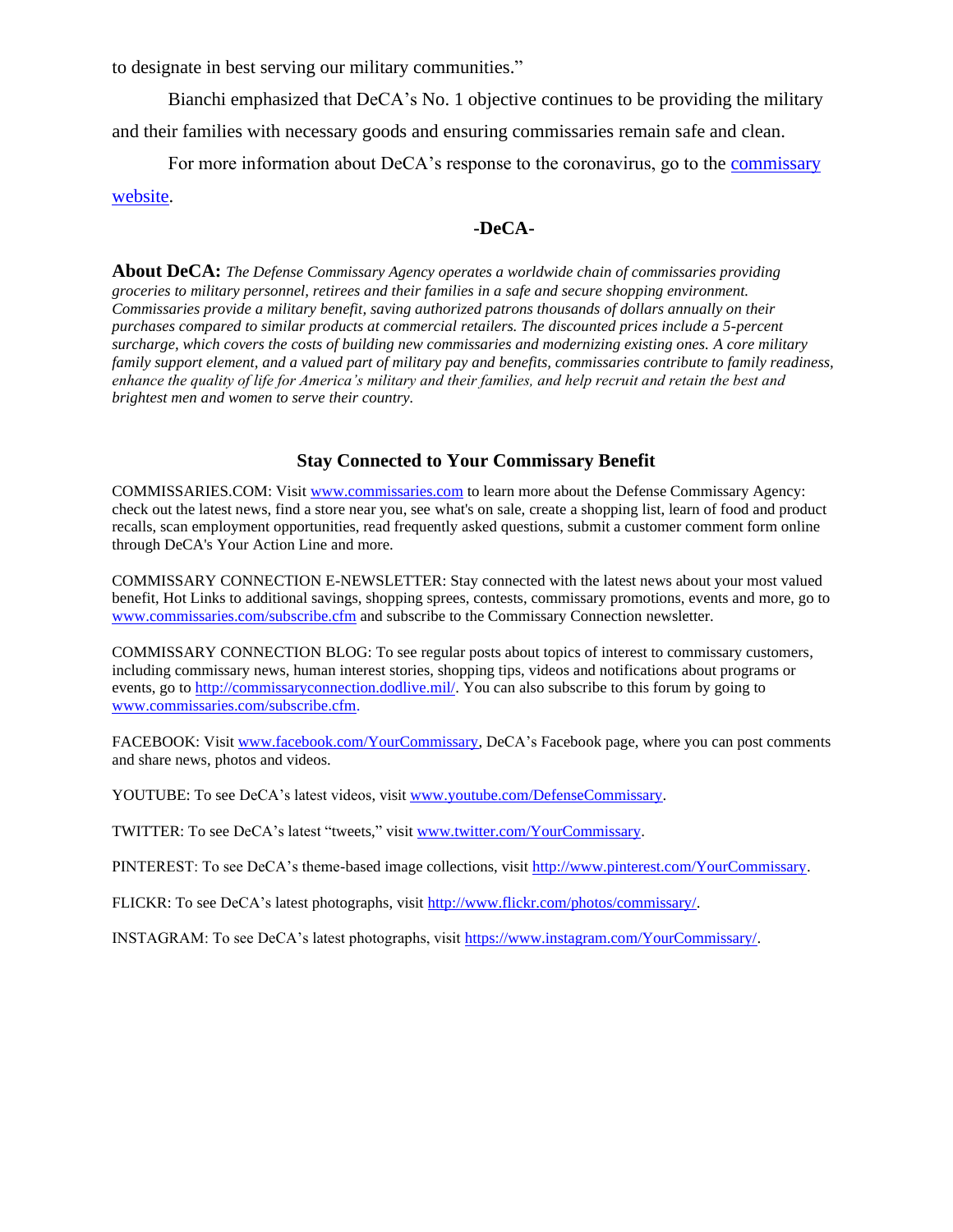to designate in best serving our military communities."

Bianchi emphasized that DeCA's No. 1 objective continues to be providing the military and their families with necessary goods and ensuring commissaries remain safe and clean.

For more information about DeCA's response to the coronavirus, go to the commissary website.

**-DeCA-**

**About DeCA:** *The Defense Commissary Agency operates a worldwide chain of commissaries providing groceries to military personnel, retirees and their families in a safe and secure shopping environment. Commissaries provide a military benefit, saving authorized patrons thousands of dollars annually on their purchases compared to similar products at commercial retailers. The discounted prices include a 5-percent surcharge, which covers the costs of building new commissaries and modernizing existing ones. A core military family support element, and a valued part of military pay and benefits, commissaries contribute to family readiness, enhance the quality of life for America's military and their families, and help recruit and retain the best and brightest men and women to serve their country.*

## Stay Connected to Your Commissary Benefit

COMMISSARIES.COM: Visit www.commissaries.com to learn more about the Defense Commissary Agency: check out the latest news, find a store near you, see what's on sale, create a shopping list, learn of food and product recalls, scan employment opportunities, read frequently asked questions, submit a customer comment form online through DeCA's Your Action Line and more.

COMMISSARY CONNECTION E-NEWSLETTER: Stay connected with the latest news about your most valued benefit, Hot Links to additional savings, shopping sprees, contests, commissary promotions, events and more, go to www.commissaries.com/subscribe.cfm and subscribe to the Commissary Connection newsletter.

COMMISSARY CONNECTION BLOG: To see regular posts about topics of interest to commissary customers, including commissary news, human interest stories, shopping tips, videos and notifications about programs or events, go to http://commissaryconnection.dodlive.mil/. You can also subscribe to this forum by going to www.commissaries.com/subscribe.cfm.

FACEBOOK: Visit www.facebook.com/YourCommissary, DeCA's Facebook page, where you can post comments and share news, photos and videos.

YOUTUBE: To see DeCA's latest videos, visit www.youtube.com/DefenseCommissary.

TWITTER: To see DeCA's latest "tweets," visit www.twitter.com/YourCommissary.

PINTEREST: To see DeCA's theme-based image collections, visit http://www.pinterest.com/YourCommissary.

FLICKR: To see DeCA's latest photographs, visit http://www.flickr.com/photos/commissary/.

INSTAGRAM: To see DeCA's latest photographs, visit https://www.instagram.com/YourCommissary/.